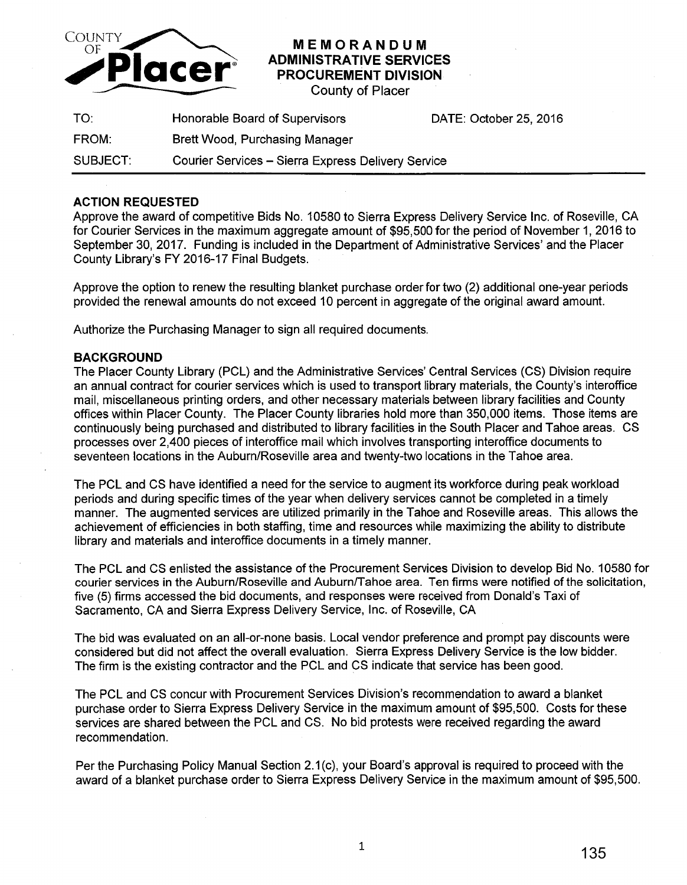# MEMORANDUM
## ADMINISTRATIVE SERVICES
## PROCUREMENT DIVISION
County of Placer

| | | |
|---|---|---|
| TO: | Honorable Board of Supervisors | DATE: October 25, 2016 |
| FROM: | Brett Wood, Purchasing Manager | |
| SUBJECT: | Courier Services – Sierra Express Delivery Service | |

### ACTION REQUESTED

Approve the award of competitive Bids No. 10580 to Sierra Express Delivery Service Inc. of Roseville, CA for Courier Services in the maximum aggregate amount of $95,500 for the period of November 1, 2016 to September 30, 2017. Funding is included in the Department of Administrative Services' and the Placer County Library's FY 2016-17 Final Budgets.

Approve the option to renew the resulting blanket purchase order for two (2) additional one-year periods provided the renewal amounts do not exceed 10 percent in aggregate of the original award amount.

Authorize the Purchasing Manager to sign all required documents.

### BACKGROUND

The Placer County Library (PCL) and the Administrative Services' Central Services (CS) Division require an annual contract for courier services which is used to transport library materials, the County's interoffice mail, miscellaneous printing orders, and other necessary materials between library facilities and County offices within Placer County. The Placer County libraries hold more than 350,000 items. Those items are continuously being purchased and distributed to library facilities in the South Placer and Tahoe areas. CS processes over 2,400 pieces of interoffice mail which involves transporting interoffice documents to seventeen locations in the Auburn/Roseville area and twenty-two locations in the Tahoe area.

The PCL and CS have identified a need for the service to augment its workforce during peak workload periods and during specific times of the year when delivery services cannot be completed in a timely manner. The augmented services are utilized primarily in the Tahoe and Roseville areas. This allows the achievement of efficiencies in both staffing, time and resources while maximizing the ability to distribute library and materials and interoffice documents in a timely manner.

The PCL and CS enlisted the assistance of the Procurement Services Division to develop Bid No. 10580 for courier services in the Auburn/Roseville and Auburn/Tahoe area. Ten firms were notified of the solicitation, five (5) firms accessed the bid documents, and responses were received from Donald's Taxi of Sacramento, CA and Sierra Express Delivery Service, Inc. of Roseville, CA

The bid was evaluated on an all-or-none basis. Local vendor preference and prompt pay discounts were considered but did not affect the overall evaluation. Sierra Express Delivery Service is the low bidder. The firm is the existing contractor and the PCL and CS indicate that service has been good.

The PCL and CS concur with Procurement Services Division's recommendation to award a blanket purchase order to Sierra Express Delivery Service in the maximum amount of $95,500. Costs for these services are shared between the PCL and CS. No bid protests were received regarding the award recommendation.

Per the Purchasing Policy Manual Section 2.1(c), your Board's approval is required to proceed with the award of a blanket purchase order to Sierra Express Delivery Service in the maximum amount of $95,500.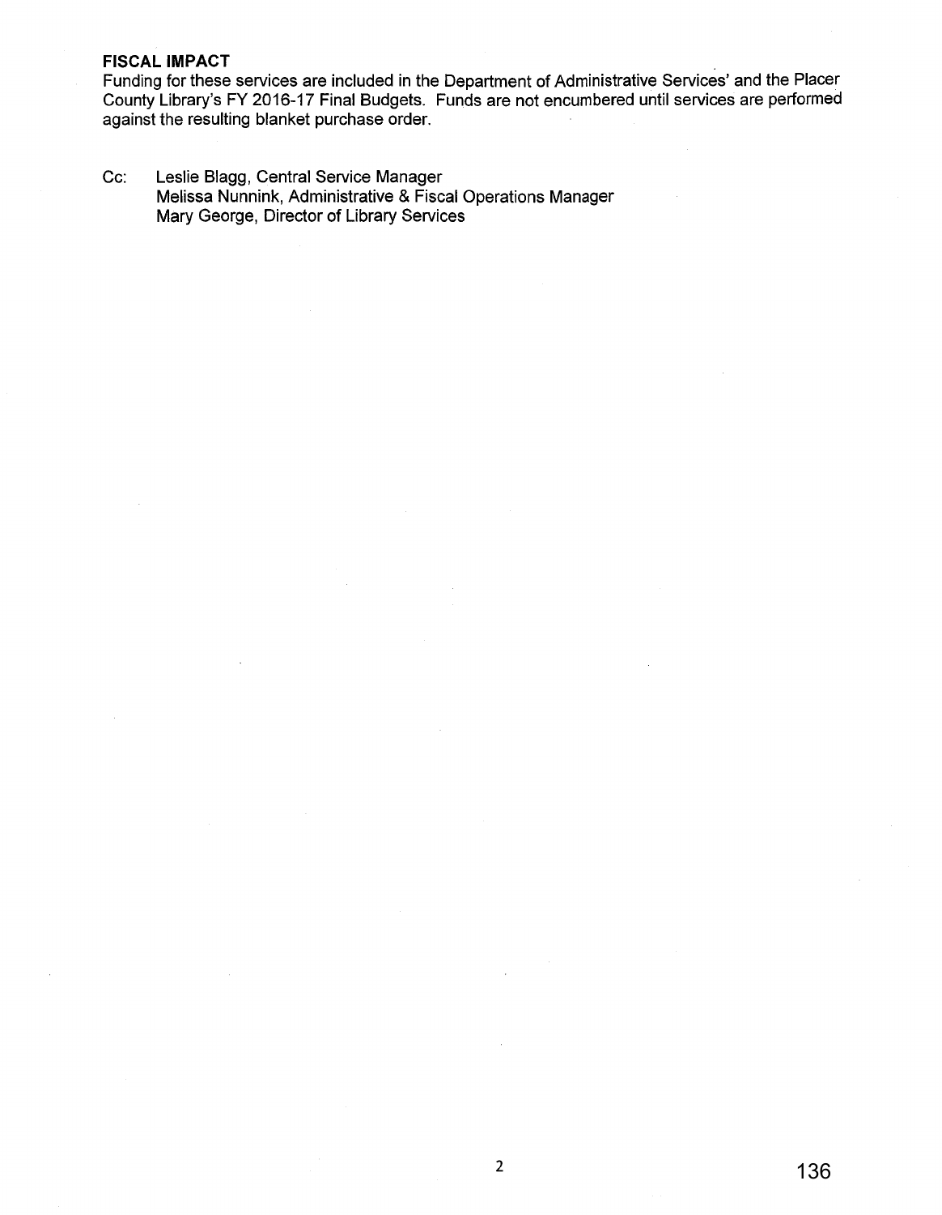**FISCAL IMPACT**

Funding for these services are included in the Department of Administrative Services' and the Placer County Library's FY 2016-17 Final Budgets. Funds are not encumbered until services are performed against the resulting blanket purchase order.

Cc: Leslie Blagg, Central Service Manager
Melissa Nunnink, Administrative & Fiscal Operations Manager
Mary George, Director of Library Services